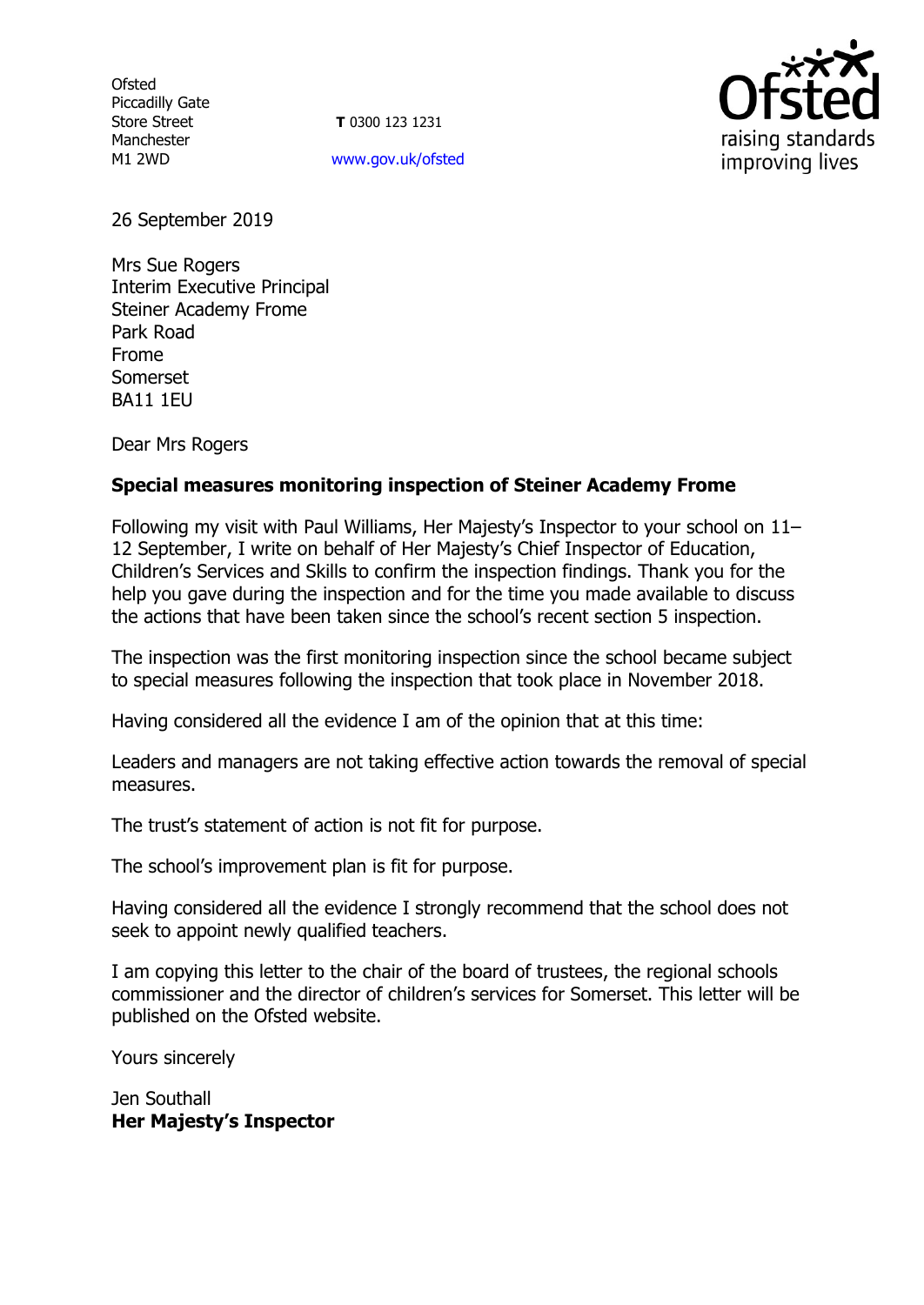Ofsted
Piccadilly Gate
Store Street
Manchester
M1 2WD

**T** 0300 123 1231

www.gov.uk/ofsted

26 September 2019

Mrs Sue Rogers
Interim Executive Principal
Steiner Academy Frome
Park Road
Frome
Somerset
BA11 1EU

Dear Mrs Rogers

**Special measures monitoring inspection of Steiner Academy Frome**

Following my visit with Paul Williams, Her Majesty's Inspector to your school on 11–12 September, I write on behalf of Her Majesty's Chief Inspector of Education, Children's Services and Skills to confirm the inspection findings. Thank you for the help you gave during the inspection and for the time you made available to discuss the actions that have been taken since the school's recent section 5 inspection.

The inspection was the first monitoring inspection since the school became subject to special measures following the inspection that took place in November 2018.

Having considered all the evidence I am of the opinion that at this time:

Leaders and managers are not taking effective action towards the removal of special measures.

The trust's statement of action is not fit for purpose.

The school's improvement plan is fit for purpose.

Having considered all the evidence I strongly recommend that the school does not seek to appoint newly qualified teachers.

I am copying this letter to the chair of the board of trustees, the regional schools commissioner and the director of children's services for Somerset. This letter will be published on the Ofsted website.

Yours sincerely

Jen Southall
**Her Majesty's Inspector**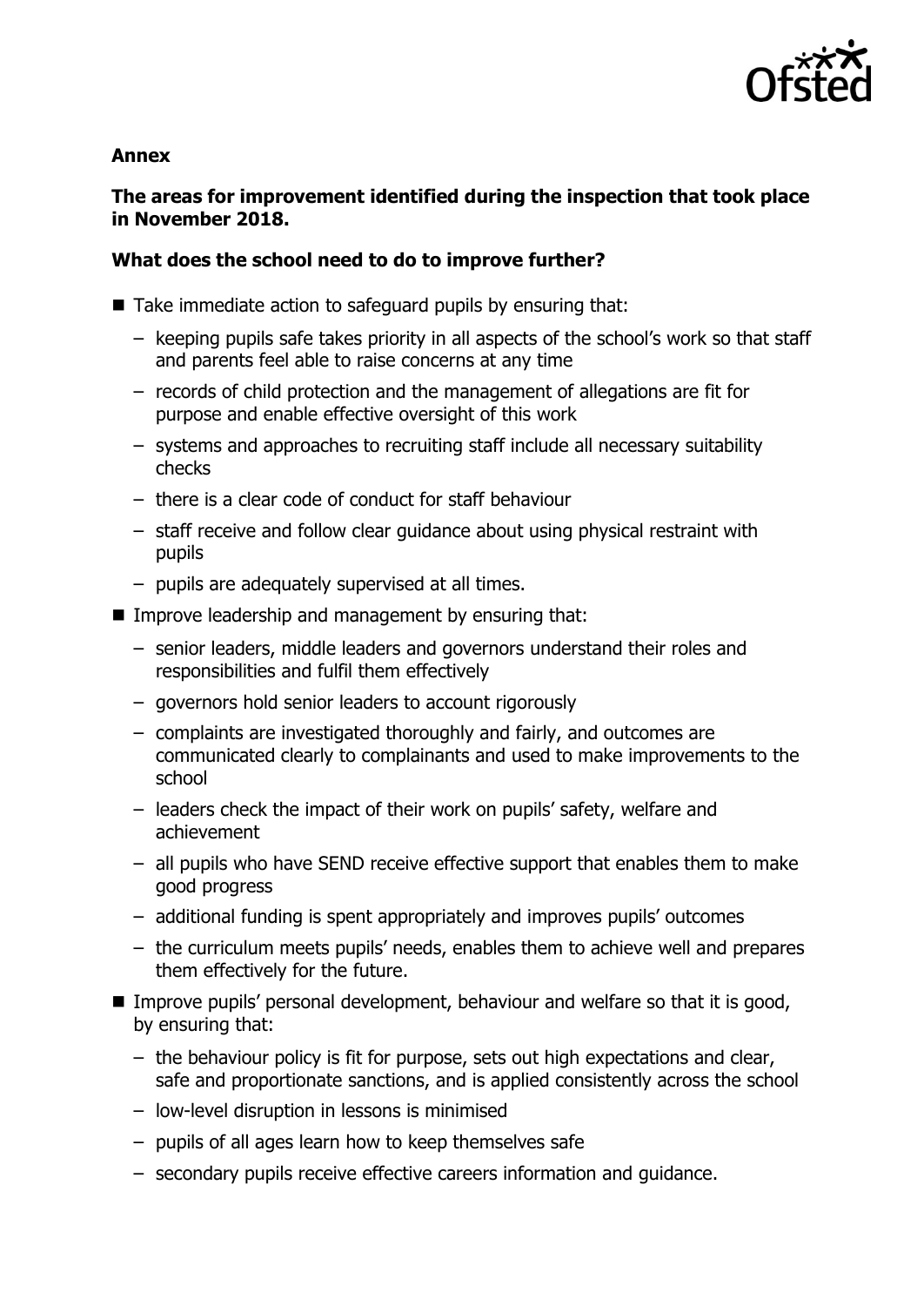**Annex**

**The areas for improvement identified during the inspection that took place in November 2018.**

**What does the school need to do to improve further?**

- Take immediate action to safeguard pupils by ensuring that:
  - keeping pupils safe takes priority in all aspects of the school's work so that staff and parents feel able to raise concerns at any time
  - records of child protection and the management of allegations are fit for purpose and enable effective oversight of this work
  - systems and approaches to recruiting staff include all necessary suitability checks
  - there is a clear code of conduct for staff behaviour
  - staff receive and follow clear guidance about using physical restraint with pupils
  - pupils are adequately supervised at all times.
- Improve leadership and management by ensuring that:
  - senior leaders, middle leaders and governors understand their roles and responsibilities and fulfil them effectively
  - governors hold senior leaders to account rigorously
  - complaints are investigated thoroughly and fairly, and outcomes are communicated clearly to complainants and used to make improvements to the school
  - leaders check the impact of their work on pupils' safety, welfare and achievement
  - all pupils who have SEND receive effective support that enables them to make good progress
  - additional funding is spent appropriately and improves pupils' outcomes
  - the curriculum meets pupils' needs, enables them to achieve well and prepares them effectively for the future.
- Improve pupils' personal development, behaviour and welfare so that it is good, by ensuring that:
  - the behaviour policy is fit for purpose, sets out high expectations and clear, safe and proportionate sanctions, and is applied consistently across the school
  - low-level disruption in lessons is minimised
  - pupils of all ages learn how to keep themselves safe
  - secondary pupils receive effective careers information and guidance.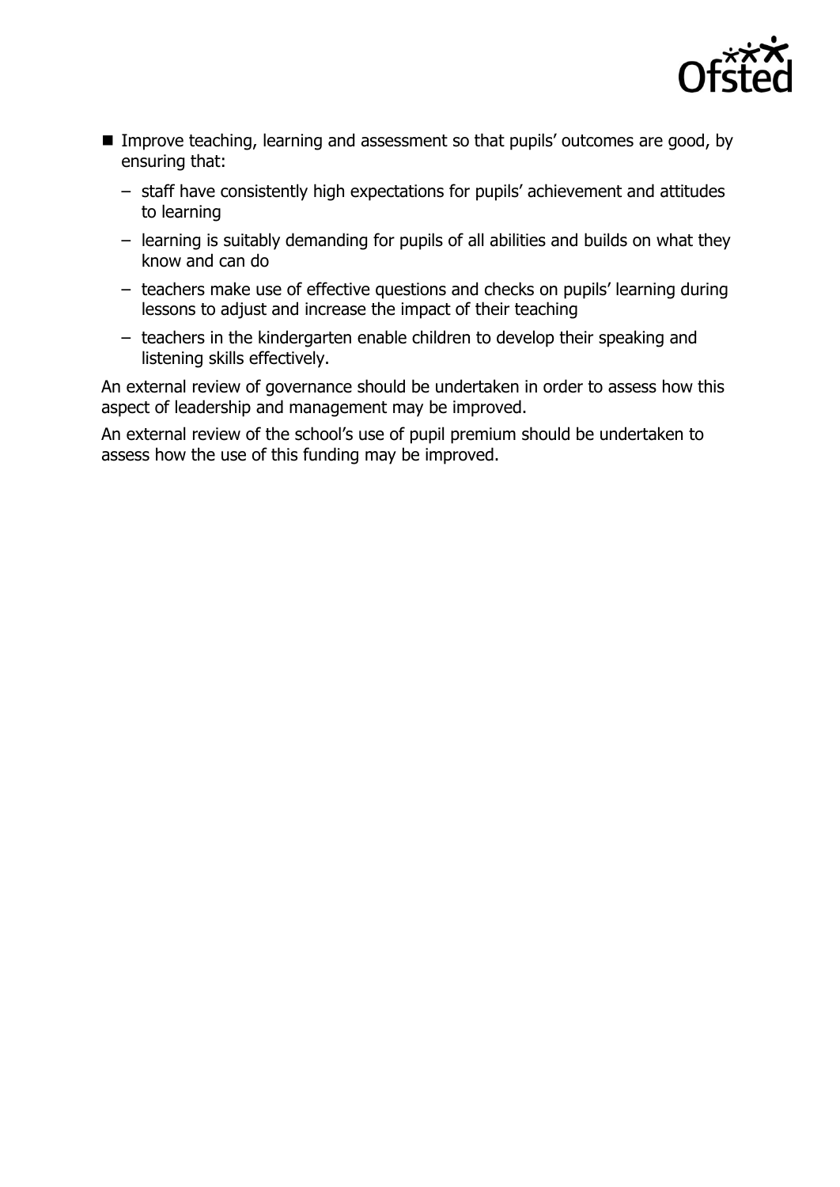- Improve teaching, learning and assessment so that pupils' outcomes are good, by ensuring that:
  - staff have consistently high expectations for pupils' achievement and attitudes to learning
  - learning is suitably demanding for pupils of all abilities and builds on what they know and can do
  - teachers make use of effective questions and checks on pupils' learning during lessons to adjust and increase the impact of their teaching
  - teachers in the kindergarten enable children to develop their speaking and listening skills effectively.

An external review of governance should be undertaken in order to assess how this aspect of leadership and management may be improved.

An external review of the school's use of pupil premium should be undertaken to assess how the use of this funding may be improved.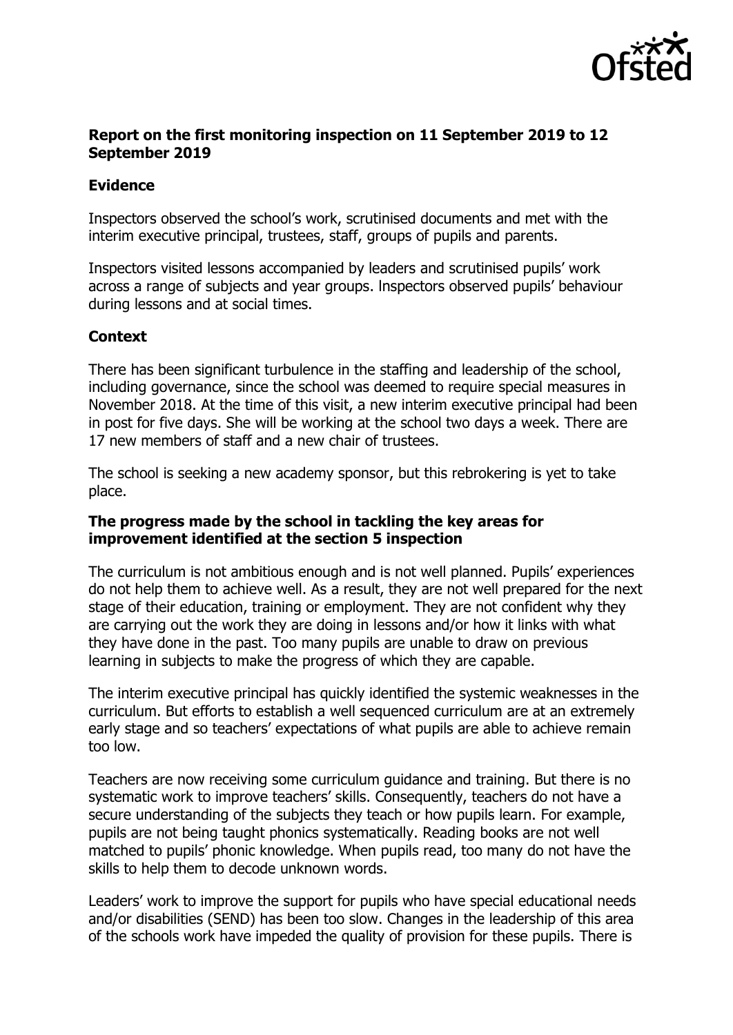**Report on the first monitoring inspection on 11 September 2019 to 12 September 2019**

**Evidence**

Inspectors observed the school's work, scrutinised documents and met with the interim executive principal, trustees, staff, groups of pupils and parents.

Inspectors visited lessons accompanied by leaders and scrutinised pupils' work across a range of subjects and year groups. Inspectors observed pupils' behaviour during lessons and at social times.

**Context**

There has been significant turbulence in the staffing and leadership of the school, including governance, since the school was deemed to require special measures in November 2018. At the time of this visit, a new interim executive principal had been in post for five days. She will be working at the school two days a week. There are 17 new members of staff and a new chair of trustees.

The school is seeking a new academy sponsor, but this rebrokering is yet to take place.

**The progress made by the school in tackling the key areas for improvement identified at the section 5 inspection**

The curriculum is not ambitious enough and is not well planned. Pupils' experiences do not help them to achieve well. As a result, they are not well prepared for the next stage of their education, training or employment. They are not confident why they are carrying out the work they are doing in lessons and/or how it links with what they have done in the past. Too many pupils are unable to draw on previous learning in subjects to make the progress of which they are capable.

The interim executive principal has quickly identified the systemic weaknesses in the curriculum. But efforts to establish a well sequenced curriculum are at an extremely early stage and so teachers' expectations of what pupils are able to achieve remain too low.

Teachers are now receiving some curriculum guidance and training. But there is no systematic work to improve teachers' skills. Consequently, teachers do not have a secure understanding of the subjects they teach or how pupils learn. For example, pupils are not being taught phonics systematically. Reading books are not well matched to pupils' phonic knowledge. When pupils read, too many do not have the skills to help them to decode unknown words.

Leaders' work to improve the support for pupils who have special educational needs and/or disabilities (SEND) has been too slow. Changes in the leadership of this area of the schools work have impeded the quality of provision for these pupils. There is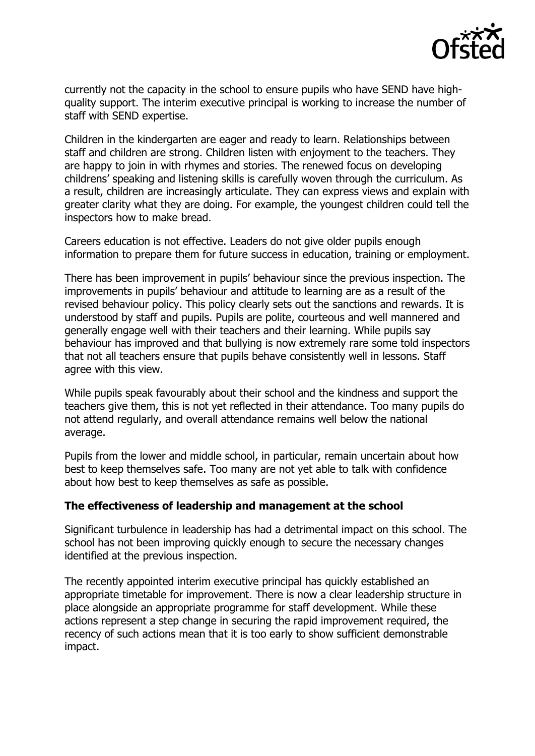currently not the capacity in the school to ensure pupils who have SEND have high-quality support. The interim executive principal is working to increase the number of staff with SEND expertise.

Children in the kindergarten are eager and ready to learn. Relationships between staff and children are strong. Children listen with enjoyment to the teachers. They are happy to join in with rhymes and stories. The renewed focus on developing childrens' speaking and listening skills is carefully woven through the curriculum. As a result, children are increasingly articulate. They can express views and explain with greater clarity what they are doing. For example, the youngest children could tell the inspectors how to make bread.

Careers education is not effective. Leaders do not give older pupils enough information to prepare them for future success in education, training or employment.

There has been improvement in pupils' behaviour since the previous inspection. The improvements in pupils' behaviour and attitude to learning are as a result of the revised behaviour policy. This policy clearly sets out the sanctions and rewards. It is understood by staff and pupils. Pupils are polite, courteous and well mannered and generally engage well with their teachers and their learning. While pupils say behaviour has improved and that bullying is now extremely rare some told inspectors that not all teachers ensure that pupils behave consistently well in lessons. Staff agree with this view.

While pupils speak favourably about their school and the kindness and support the teachers give them, this is not yet reflected in their attendance. Too many pupils do not attend regularly, and overall attendance remains well below the national average.

Pupils from the lower and middle school, in particular, remain uncertain about how best to keep themselves safe. Too many are not yet able to talk with confidence about how best to keep themselves as safe as possible.

**The effectiveness of leadership and management at the school**

Significant turbulence in leadership has had a detrimental impact on this school. The school has not been improving quickly enough to secure the necessary changes identified at the previous inspection.

The recently appointed interim executive principal has quickly established an appropriate timetable for improvement. There is now a clear leadership structure in place alongside an appropriate programme for staff development. While these actions represent a step change in securing the rapid improvement required, the recency of such actions mean that it is too early to show sufficient demonstrable impact.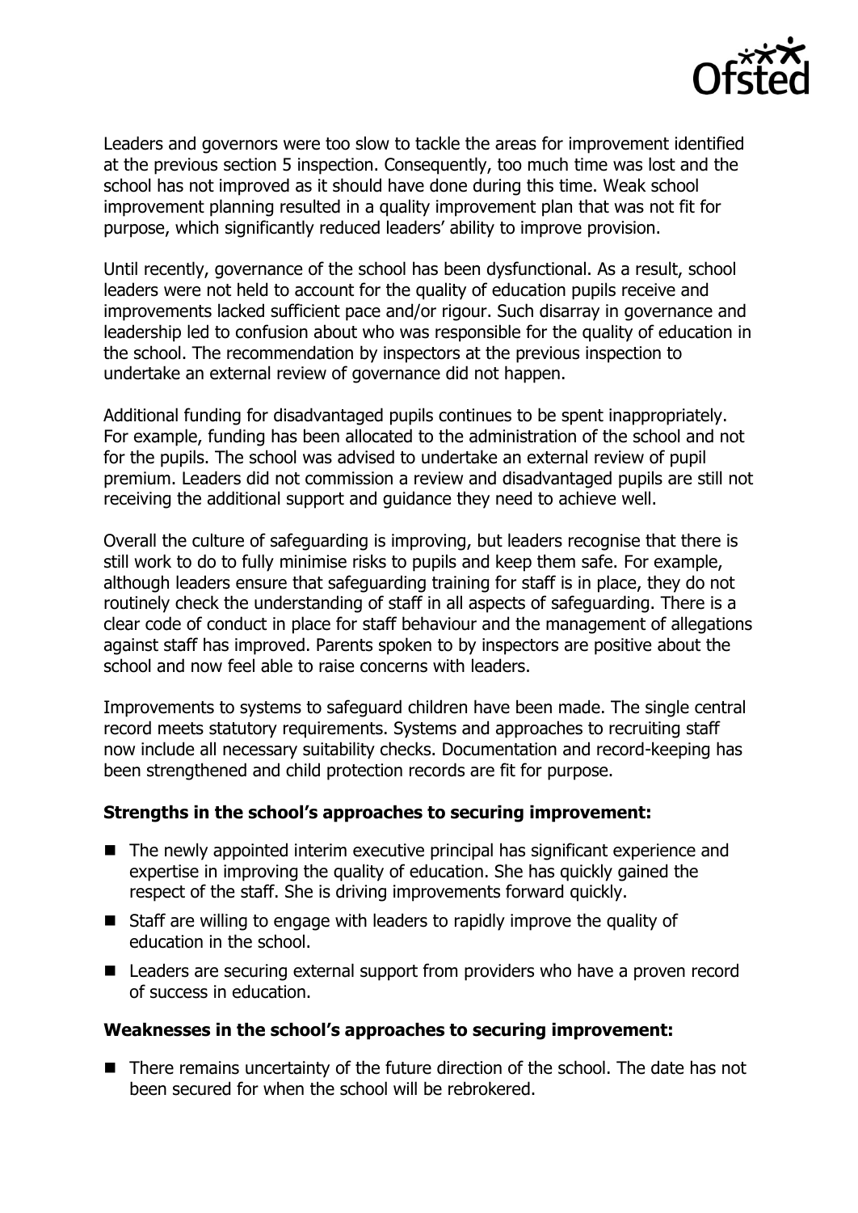Leaders and governors were too slow to tackle the areas for improvement identified at the previous section 5 inspection. Consequently, too much time was lost and the school has not improved as it should have done during this time. Weak school improvement planning resulted in a quality improvement plan that was not fit for purpose, which significantly reduced leaders' ability to improve provision.

Until recently, governance of the school has been dysfunctional. As a result, school leaders were not held to account for the quality of education pupils receive and improvements lacked sufficient pace and/or rigour. Such disarray in governance and leadership led to confusion about who was responsible for the quality of education in the school. The recommendation by inspectors at the previous inspection to undertake an external review of governance did not happen.

Additional funding for disadvantaged pupils continues to be spent inappropriately. For example, funding has been allocated to the administration of the school and not for the pupils. The school was advised to undertake an external review of pupil premium. Leaders did not commission a review and disadvantaged pupils are still not receiving the additional support and guidance they need to achieve well.

Overall the culture of safeguarding is improving, but leaders recognise that there is still work to do to fully minimise risks to pupils and keep them safe. For example, although leaders ensure that safeguarding training for staff is in place, they do not routinely check the understanding of staff in all aspects of safeguarding. There is a clear code of conduct in place for staff behaviour and the management of allegations against staff has improved. Parents spoken to by inspectors are positive about the school and now feel able to raise concerns with leaders.

Improvements to systems to safeguard children have been made. The single central record meets statutory requirements. Systems and approaches to recruiting staff now include all necessary suitability checks. Documentation and record-keeping has been strengthened and child protection records are fit for purpose.

**Strengths in the school's approaches to securing improvement:**

- The newly appointed interim executive principal has significant experience and expertise in improving the quality of education. She has quickly gained the respect of the staff. She is driving improvements forward quickly.
- Staff are willing to engage with leaders to rapidly improve the quality of education in the school.
- Leaders are securing external support from providers who have a proven record of success in education.

**Weaknesses in the school's approaches to securing improvement:**

- There remains uncertainty of the future direction of the school. The date has not been secured for when the school will be rebrokered.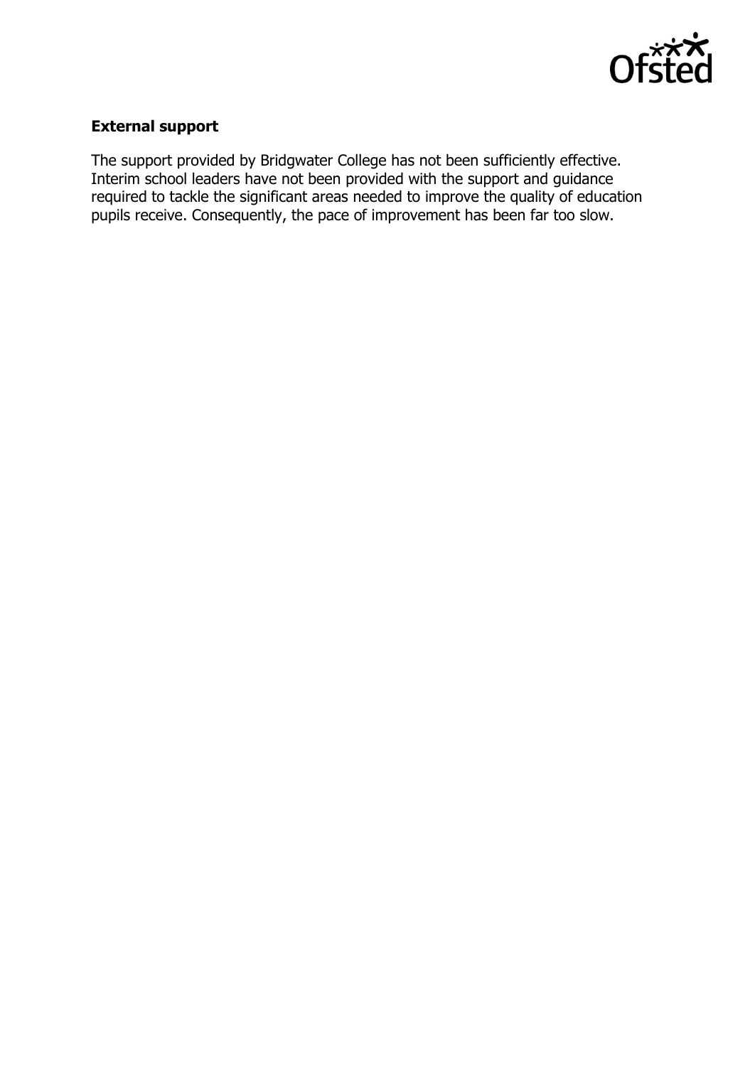### External support

The support provided by Bridgwater College has not been sufficiently effective. Interim school leaders have not been provided with the support and guidance required to tackle the significant areas needed to improve the quality of education pupils receive. Consequently, the pace of improvement has been far too slow.